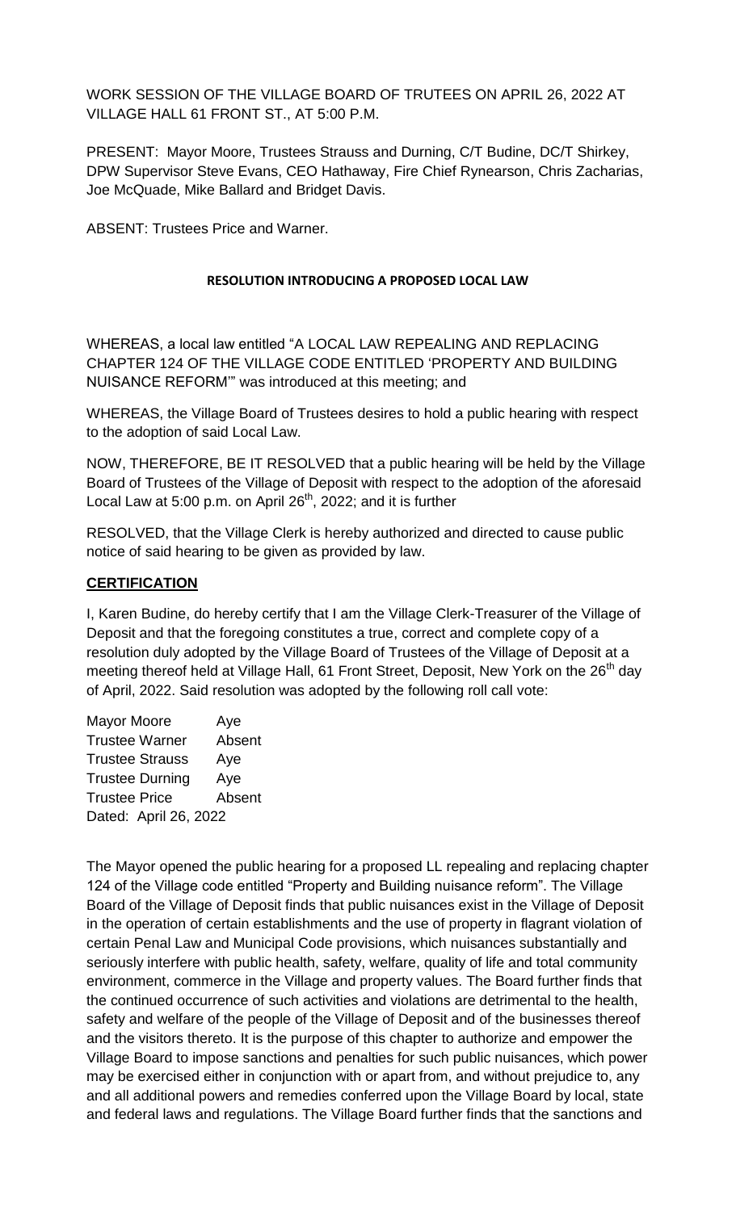WORK SESSION OF THE VILLAGE BOARD OF TRUTEES ON APRIL 26, 2022 AT VILLAGE HALL 61 FRONT ST., AT 5:00 P.M.

PRESENT: Mayor Moore, Trustees Strauss and Durning, C/T Budine, DC/T Shirkey, DPW Supervisor Steve Evans, CEO Hathaway, Fire Chief Rynearson, Chris Zacharias, Joe McQuade, Mike Ballard and Bridget Davis.

ABSENT: Trustees Price and Warner.

**RESOLUTION INTRODUCING A PROPOSED LOCAL LAW**

WHEREAS, a local law entitled "A LOCAL LAW REPEALING AND REPLACING CHAPTER 124 OF THE VILLAGE CODE ENTITLED 'PROPERTY AND BUILDING NUISANCE REFORM'" was introduced at this meeting; and

WHEREAS, the Village Board of Trustees desires to hold a public hearing with respect to the adoption of said Local Law.

NOW, THEREFORE, BE IT RESOLVED that a public hearing will be held by the Village Board of Trustees of the Village of Deposit with respect to the adoption of the aforesaid Local Law at 5:00 p.m. on April 26th, 2022; and it is further

RESOLVED, that the Village Clerk is hereby authorized and directed to cause public notice of said hearing to be given as provided by law.

**CERTIFICATION**

I, Karen Budine, do hereby certify that I am the Village Clerk-Treasurer of the Village of Deposit and that the foregoing constitutes a true, correct and complete copy of a resolution duly adopted by the Village Board of Trustees of the Village of Deposit at a meeting thereof held at Village Hall, 61 Front Street, Deposit, New York on the 26th day of April, 2022. Said resolution was adopted by the following roll call vote:

Mayor Moore Aye
Trustee Warner Absent
Trustee Strauss Aye
Trustee Durning Aye
Trustee Price Absent
Dated: April 26, 2022

The Mayor opened the public hearing for a proposed LL repealing and replacing chapter 124 of the Village code entitled "Property and Building nuisance reform". The Village Board of the Village of Deposit finds that public nuisances exist in the Village of Deposit in the operation of certain establishments and the use of property in flagrant violation of certain Penal Law and Municipal Code provisions, which nuisances substantially and seriously interfere with public health, safety, welfare, quality of life and total community environment, commerce in the Village and property values. The Board further finds that the continued occurrence of such activities and violations are detrimental to the health, safety and welfare of the people of the Village of Deposit and of the businesses thereof and the visitors thereto. It is the purpose of this chapter to authorize and empower the Village Board to impose sanctions and penalties for such public nuisances, which power may be exercised either in conjunction with or apart from, and without prejudice to, any and all additional powers and remedies conferred upon the Village Board by local, state and federal laws and regulations. The Village Board further finds that the sanctions and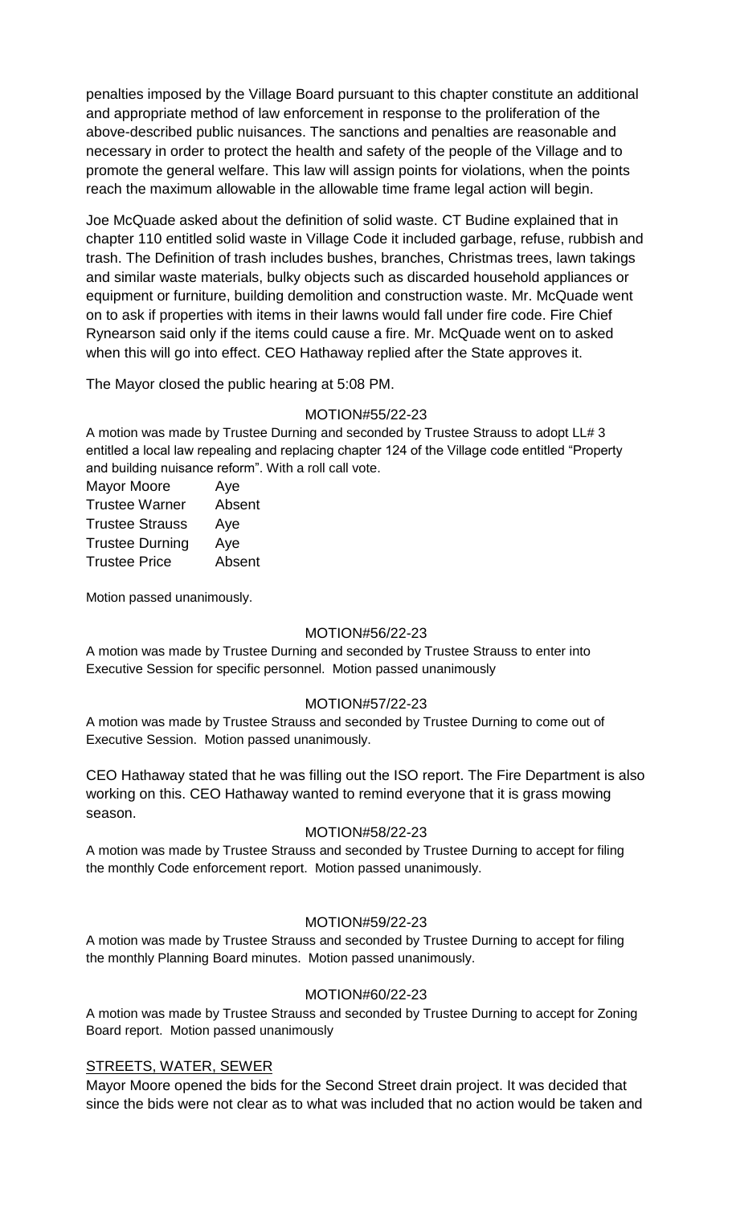penalties imposed by the Village Board pursuant to this chapter constitute an additional and appropriate method of law enforcement in response to the proliferation of the above-described public nuisances. The sanctions and penalties are reasonable and necessary in order to protect the health and safety of the people of the Village and to promote the general welfare. This law will assign points for violations, when the points reach the maximum allowable in the allowable time frame legal action will begin.

Joe McQuade asked about the definition of solid waste. CT Budine explained that in chapter 110 entitled solid waste in Village Code it included garbage, refuse, rubbish and trash. The Definition of trash includes bushes, branches, Christmas trees, lawn takings and similar waste materials, bulky objects such as discarded household appliances or equipment or furniture, building demolition and construction waste. Mr. McQuade went on to ask if properties with items in their lawns would fall under fire code. Fire Chief Rynearson said only if the items could cause a fire. Mr. McQuade went on to asked when this will go into effect. CEO Hathaway replied after the State approves it.

The Mayor closed the public hearing at 5:08 PM.

MOTION#55/22-23

A motion was made by Trustee Durning and seconded by Trustee Strauss to adopt LL# 3 entitled a local law repealing and replacing chapter 124 of the Village code entitled "Property and building nuisance reform". With a roll call vote.

| | |
|---|---|
| Mayor Moore | Aye |
| Trustee Warner | Absent |
| Trustee Strauss | Aye |
| Trustee Durning | Aye |
| Trustee Price | Absent |

Motion passed unanimously.

MOTION#56/22-23

A motion was made by Trustee Durning and seconded by Trustee Strauss to enter into Executive Session for specific personnel. Motion passed unanimously

MOTION#57/22-23

A motion was made by Trustee Strauss and seconded by Trustee Durning to come out of Executive Session. Motion passed unanimously.

CEO Hathaway stated that he was filling out the ISO report. The Fire Department is also working on this. CEO Hathaway wanted to remind everyone that it is grass mowing season.

MOTION#58/22-23

A motion was made by Trustee Strauss and seconded by Trustee Durning to accept for filing the monthly Code enforcement report. Motion passed unanimously.

MOTION#59/22-23

A motion was made by Trustee Strauss and seconded by Trustee Durning to accept for filing the monthly Planning Board minutes. Motion passed unanimously.

MOTION#60/22-23

A motion was made by Trustee Strauss and seconded by Trustee Durning to accept for Zoning Board report. Motion passed unanimously

STREETS, WATER, SEWER

Mayor Moore opened the bids for the Second Street drain project. It was decided that since the bids were not clear as to what was included that no action would be taken and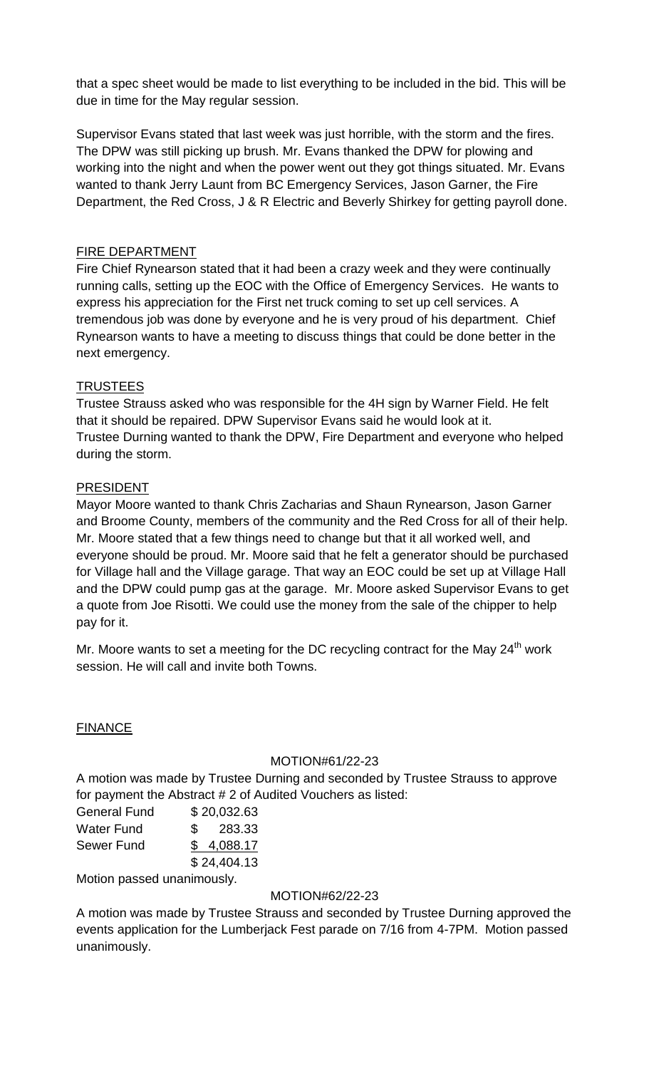that a spec sheet would be made to list everything to be included in the bid. This will be due in time for the May regular session.

Supervisor Evans stated that last week was just horrible, with the storm and the fires. The DPW was still picking up brush. Mr. Evans thanked the DPW for plowing and working into the night and when the power went out they got things situated. Mr. Evans wanted to thank Jerry Launt from BC Emergency Services, Jason Garner, the Fire Department, the Red Cross, J & R Electric and Beverly Shirkey for getting payroll done.

## FIRE DEPARTMENT

Fire Chief Rynearson stated that it had been a crazy week and they were continually running calls, setting up the EOC with the Office of Emergency Services. He wants to express his appreciation for the First net truck coming to set up cell services. A tremendous job was done by everyone and he is very proud of his department. Chief Rynearson wants to have a meeting to discuss things that could be done better in the next emergency.

## TRUSTEES

Trustee Strauss asked who was responsible for the 4H sign by Warner Field. He felt that it should be repaired. DPW Supervisor Evans said he would look at it.
Trustee Durning wanted to thank the DPW, Fire Department and everyone who helped during the storm.

## PRESIDENT

Mayor Moore wanted to thank Chris Zacharias and Shaun Rynearson, Jason Garner and Broome County, members of the community and the Red Cross for all of their help. Mr. Moore stated that a few things need to change but that it all worked well, and everyone should be proud. Mr. Moore said that he felt a generator should be purchased for Village hall and the Village garage. That way an EOC could be set up at Village Hall and the DPW could pump gas at the garage. Mr. Moore asked Supervisor Evans to get a quote from Joe Risotti. We could use the money from the sale of the chipper to help pay for it.

Mr. Moore wants to set a meeting for the DC recycling contract for the May 24th work session. He will call and invite both Towns.

## FINANCE

MOTION#61/22-23

A motion was made by Trustee Durning and seconded by Trustee Strauss to approve for payment the Abstract # 2 of Audited Vouchers as listed:

| | |
|---|---|
| General Fund | $ 20,032.63 |
| Water Fund | $ 283.33 |
| Sewer Fund | $ 4,088.17 |
| | $ 24,404.13 |

Motion passed unanimously.

MOTION#62/22-23

A motion was made by Trustee Strauss and seconded by Trustee Durning approved the events application for the Lumberjack Fest parade on 7/16 from 4-7PM. Motion passed unanimously.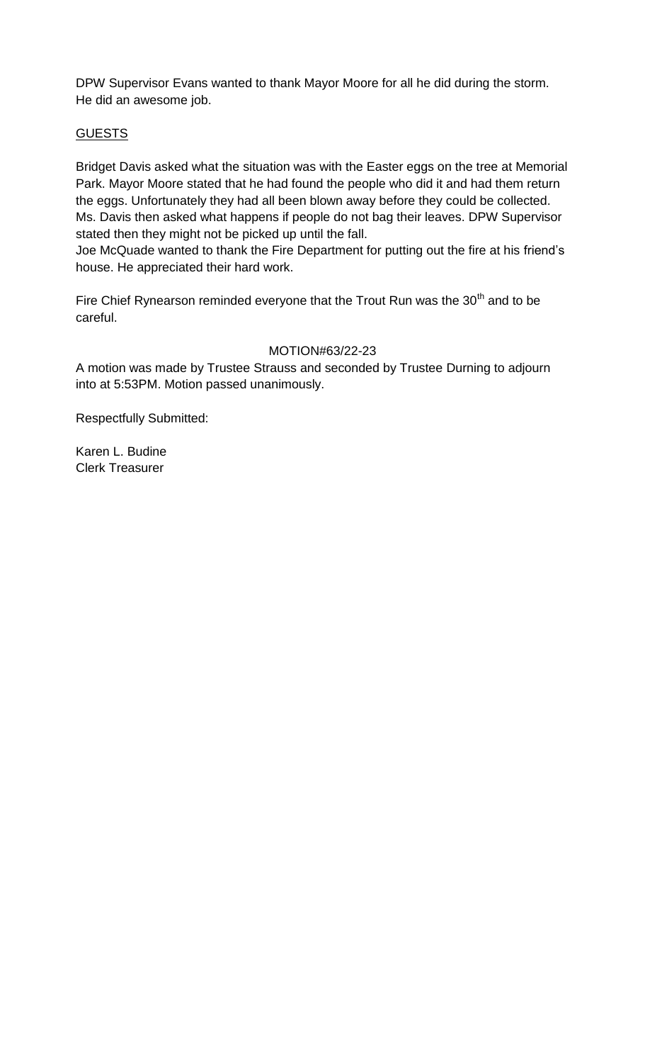DPW Supervisor Evans wanted to thank Mayor Moore for all he did during the storm. He did an awesome job.

GUESTS

Bridget Davis asked what the situation was with the Easter eggs on the tree at Memorial Park. Mayor Moore stated that he had found the people who did it and had them return the eggs. Unfortunately they had all been blown away before they could be collected. Ms. Davis then asked what happens if people do not bag their leaves. DPW Supervisor stated then they might not be picked up until the fall.
Joe McQuade wanted to thank the Fire Department for putting out the fire at his friend's house. He appreciated their hard work.

Fire Chief Rynearson reminded everyone that the Trout Run was the 30th and to be careful.

MOTION#63/22-23

A motion was made by Trustee Strauss and seconded by Trustee Durning to adjourn into at 5:53PM. Motion passed unanimously.

Respectfully Submitted:

Karen L. Budine
Clerk Treasurer